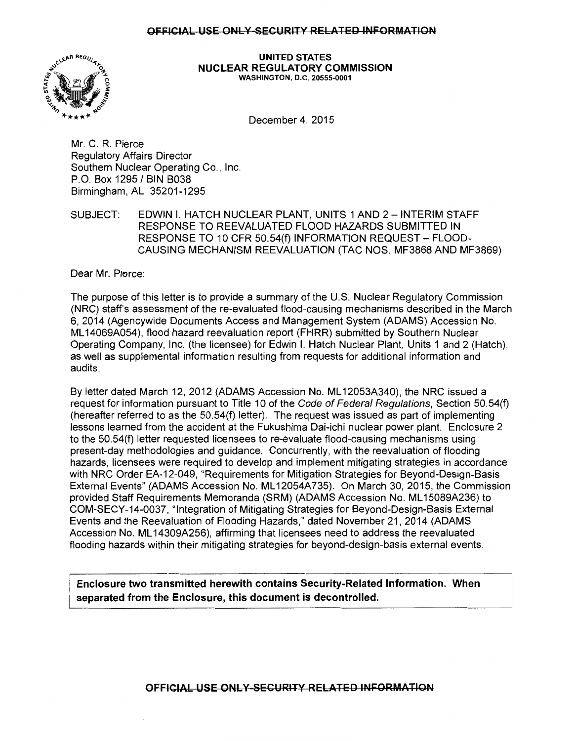OFFICIAL USE ONLY-SECURITY RELATED INFORMATION

UNITED STATES
NUCLEAR REGULATORY COMMISSION
WASHINGTON, D.C. 20555-0001

December 4, 2015

Mr. C. R. Pierce
Regulatory Affairs Director
Southern Nuclear Operating Co., Inc.
P.O. Box 1295 / BIN B038
Birmingham, AL 35201-1295

SUBJECT: EDWIN I. HATCH NUCLEAR PLANT, UNITS 1 AND 2 – INTERIM STAFF RESPONSE TO REEVALUATED FLOOD HAZARDS SUBMITTED IN RESPONSE TO 10 CFR 50.54(f) INFORMATION REQUEST – FLOOD-CAUSING MECHANISM REEVALUATION (TAC NOS. MF3868 AND MF3869)

Dear Mr. Pierce:

The purpose of this letter is to provide a summary of the U.S. Nuclear Regulatory Commission (NRC) staff's assessment of the re-evaluated flood-causing mechanisms described in the March 6, 2014 (Agencywide Documents Access and Management System (ADAMS) Accession No. ML14069A054), flood hazard reevaluation report (FHRR) submitted by Southern Nuclear Operating Company, Inc. (the licensee) for Edwin I. Hatch Nuclear Plant, Units 1 and 2 (Hatch), as well as supplemental information resulting from requests for additional information and audits.

By letter dated March 12, 2012 (ADAMS Accession No. ML12053A340), the NRC issued a request for information pursuant to Title 10 of the *Code of Federal Regulations*, Section 50.54(f) (hereafter referred to as the 50.54(f) letter). The request was issued as part of implementing lessons learned from the accident at the Fukushima Dai-ichi nuclear power plant. Enclosure 2 to the 50.54(f) letter requested licensees to re-evaluate flood-causing mechanisms using present-day methodologies and guidance. Concurrently, with the reevaluation of flooding hazards, licensees were required to develop and implement mitigating strategies in accordance with NRC Order EA-12-049, "Requirements for Mitigation Strategies for Beyond-Design-Basis External Events" (ADAMS Accession No. ML12054A735). On March 30, 2015, the Commission provided Staff Requirements Memoranda (SRM) (ADAMS Accession No. ML15089A236) to COM-SECY-14-0037, "Integration of Mitigating Strategies for Beyond-Design-Basis External Events and the Reevaluation of Flooding Hazards," dated November 21, 2014 (ADAMS Accession No. ML14309A256), affirming that licensees need to address the reevaluated flooding hazards within their mitigating strategies for beyond-design-basis external events.

**Enclosure two transmitted herewith contains Security-Related Information. When separated from the Enclosure, this document is decontrolled.**

OFFICIAL USE ONLY-SECURITY RELATED INFORMATION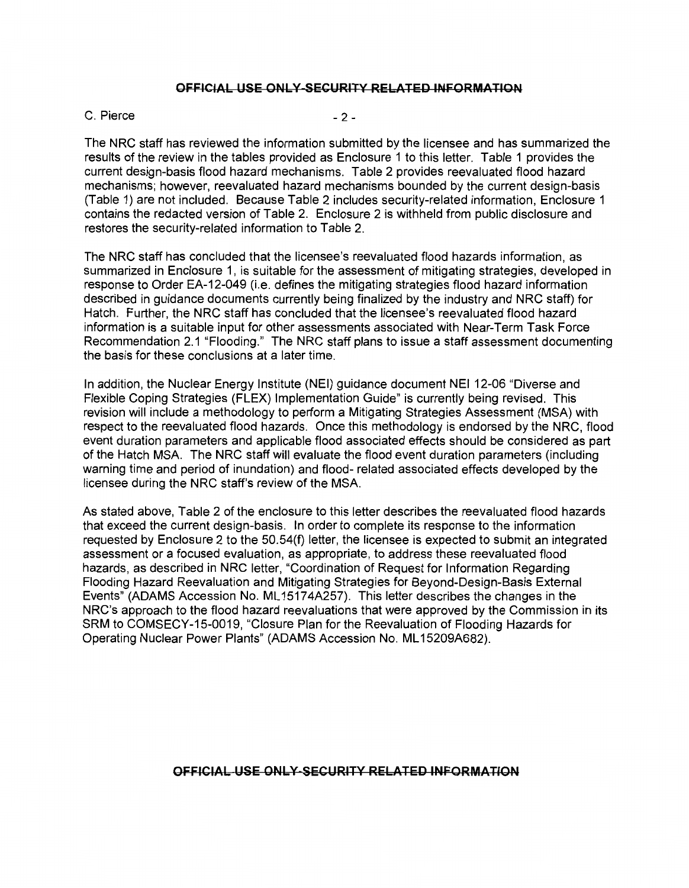The NRC staff has reviewed the information submitted by the licensee and has summarized the results of the review in the tables provided as Enclosure 1 to this letter. Table 1 provides the current design-basis flood hazard mechanisms. Table 2 provides reevaluated flood hazard mechanisms; however, reevaluated hazard mechanisms bounded by the current design-basis (Table 1) are not included. Because Table 2 includes security-related information, Enclosure 1 contains the redacted version of Table 2. Enclosure 2 is withheld from public disclosure and restores the security-related information to Table 2.

The NRC staff has concluded that the licensee's reevaluated flood hazards information, as summarized in Enclosure 1, is suitable for the assessment of mitigating strategies, developed in response to Order EA-12-049 (i.e. defines the mitigating strategies flood hazard information described in guidance documents currently being finalized by the industry and NRC staff) for Hatch. Further, the NRC staff has concluded that the licensee's reevaluated flood hazard information is a suitable input for other assessments associated with Near-Term Task Force Recommendation 2.1 "Flooding." The NRC staff plans to issue a staff assessment documenting the basis for these conclusions at a later time.

In addition, the Nuclear Energy Institute (NEI) guidance document NEI 12-06 "Diverse and Flexible Coping Strategies (FLEX) Implementation Guide" is currently being revised. This revision will include a methodology to perform a Mitigating Strategies Assessment (MSA) with respect to the reevaluated flood hazards. Once this methodology is endorsed by the NRC, flood event duration parameters and applicable flood associated effects should be considered as part of the Hatch MSA. The NRC staff will evaluate the flood event duration parameters (including warning time and period of inundation) and flood- related associated effects developed by the licensee during the NRC staff's review of the MSA.

As stated above, Table 2 of the enclosure to this letter describes the reevaluated flood hazards that exceed the current design-basis. In order to complete its response to the information requested by Enclosure 2 to the 50.54(f) letter, the licensee is expected to submit an integrated assessment or a focused evaluation, as appropriate, to address these reevaluated flood hazards, as described in NRC letter, "Coordination of Request for Information Regarding Flooding Hazard Reevaluation and Mitigating Strategies for Beyond-Design-Basis External Events" (ADAMS Accession No. ML15174A257). This letter describes the changes in the NRC's approach to the flood hazard reevaluations that were approved by the Commission in its SRM to COMSECY-15-0019, "Closure Plan for the Reevaluation of Flooding Hazards for Operating Nuclear Power Plants" (ADAMS Accession No. ML15209A682).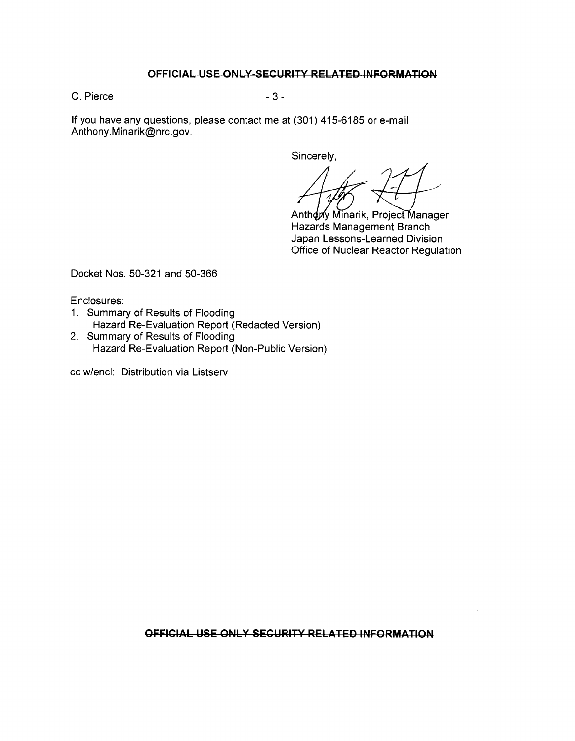~~OFFICIAL USE ONLY-SECURITY RELATED INFORMATION~~

If you have any questions, please contact me at (301) 415-6185 or e-mail Anthony.Minarik@nrc.gov.

Sincerely,

Anthony Minarik, Project Manager
Hazards Management Branch
Japan Lessons-Learned Division
Office of Nuclear Reactor Regulation

Docket Nos. 50-321 and 50-366

Enclosures:

1. Summary of Results of Flooding Hazard Re-Evaluation Report (Redacted Version)
2. Summary of Results of Flooding Hazard Re-Evaluation Report (Non-Public Version)

cc w/encl: Distribution via Listserv

~~OFFICIAL USE ONLY-SECURITY RELATED INFORMATION~~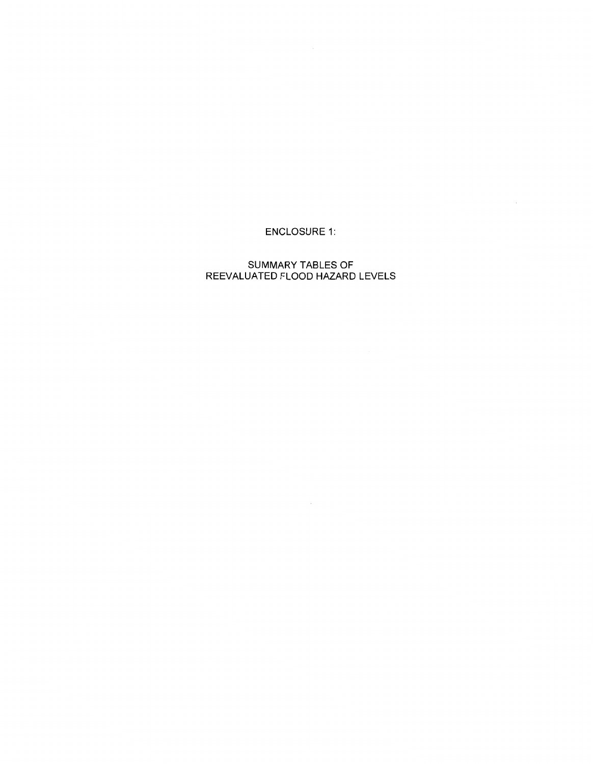# ENCLOSURE 1:

## SUMMARY TABLES OF REEVALUATED FLOOD HAZARD LEVELS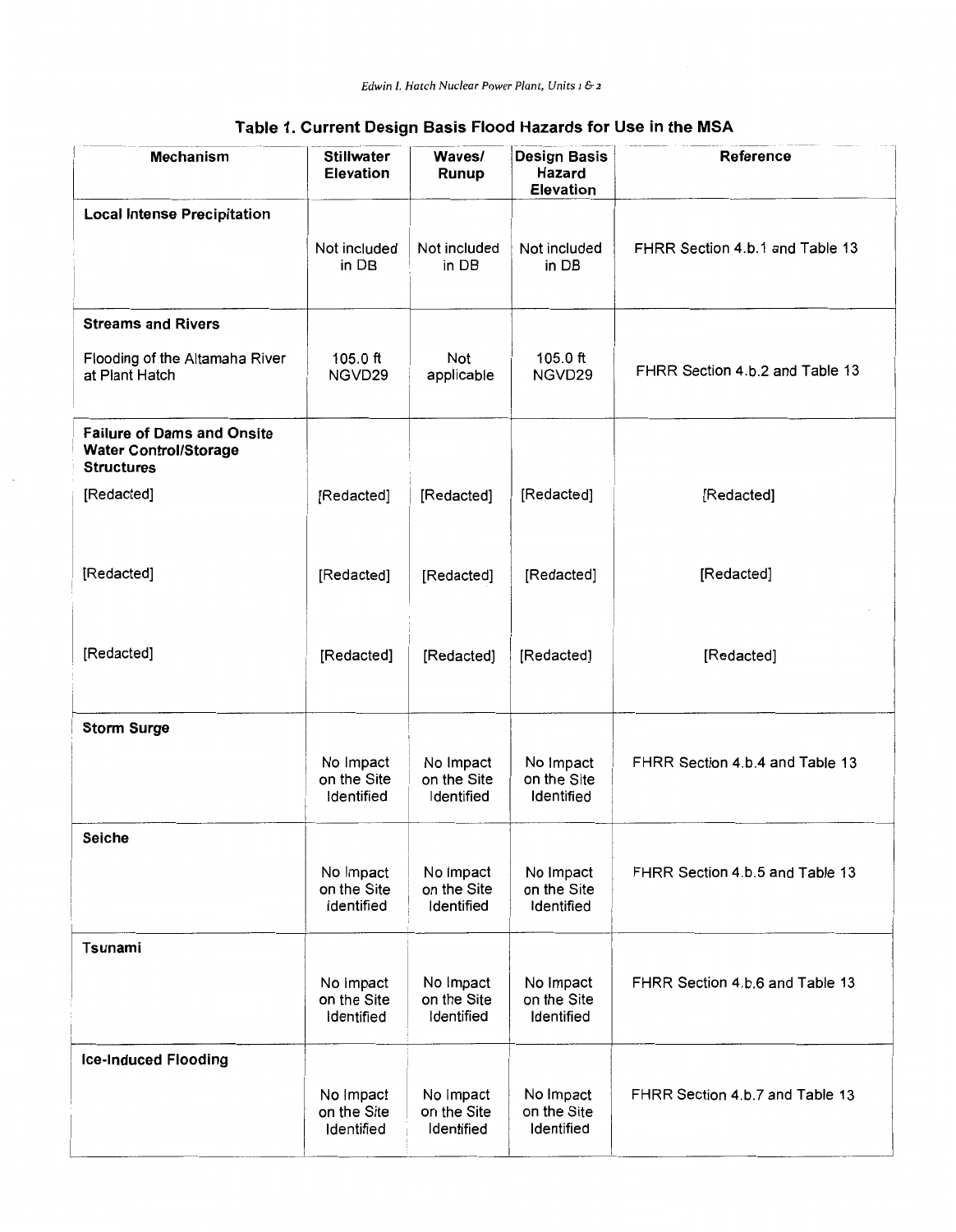**Table 1. Current Design Basis Flood Hazards for Use in the MSA**

| Mechanism | Stillwater Elevation | Waves/ Runup | Design Basis Hazard Elevation | Reference |
|---|---|---|---|---|
| **Local Intense Precipitation** | | | | |
| | Not included in DB | Not included in DB | Not included in DB | FHRR Section 4.b.1 and Table 13 |
| **Streams and Rivers** | | | | |
| Flooding of the Altamaha River at Plant Hatch | 105.0 ft NGVD29 | Not applicable | 105.0 ft NGVD29 | FHRR Section 4.b.2 and Table 13 |
| **Failure of Dams and Onsite Water Control/Storage Structures** | | | | |
| [Redacted] | [Redacted] | [Redacted] | [Redacted] | [Redacted] |
| [Redacted] | [Redacted] | [Redacted] | [Redacted] | [Redacted] |
| [Redacted] | [Redacted] | [Redacted] | [Redacted] | [Redacted] |
| **Storm Surge** | | | | |
| | No Impact on the Site Identified | No Impact on the Site Identified | No Impact on the Site Identified | FHRR Section 4.b.4 and Table 13 |
| **Seiche** | | | | |
| | No Impact on the Site Identified | No Impact on the Site Identified | No Impact on the Site Identified | FHRR Section 4.b.5 and Table 13 |
| **Tsunami** | | | | |
| | No Impact on the Site Identified | No Impact on the Site Identified | No Impact on the Site Identified | FHRR Section 4.b.6 and Table 13 |
| **Ice-Induced Flooding** | | | | |
| | No Impact on the Site Identified | No Impact on the Site Identified | No Impact on the Site Identified | FHRR Section 4.b.7 and Table 13 |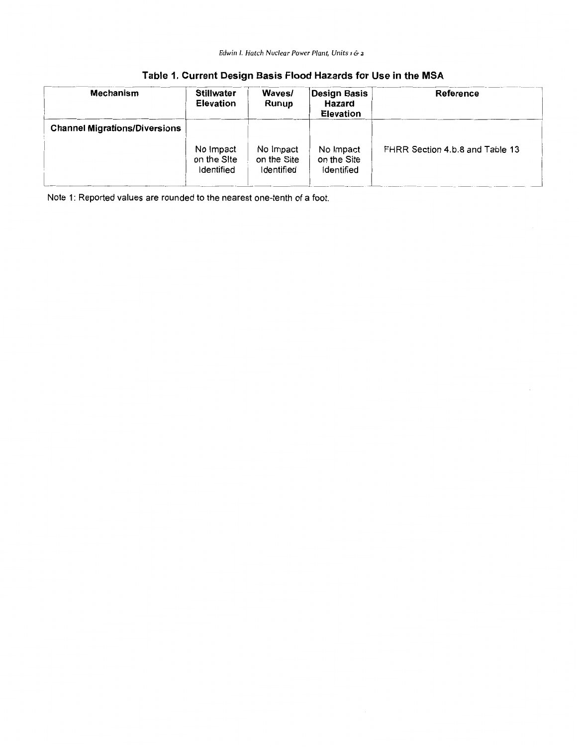## Table 1. Current Design Basis Flood Hazards for Use in the MSA

| Mechanism | Stillwater Elevation | Waves/ Runup | Design Basis Hazard Elevation | Reference |
|---|---|---|---|---|
| **Channel Migrations/Diversions** | | | | |
| | No Impact on the SIte Identified | No Impact on the Site Identified | No Impact on the Site Identified | FHRR Section 4.b.8 and Table 13 |

Note 1: Reported values are rounded to the nearest one-tenth of a foot.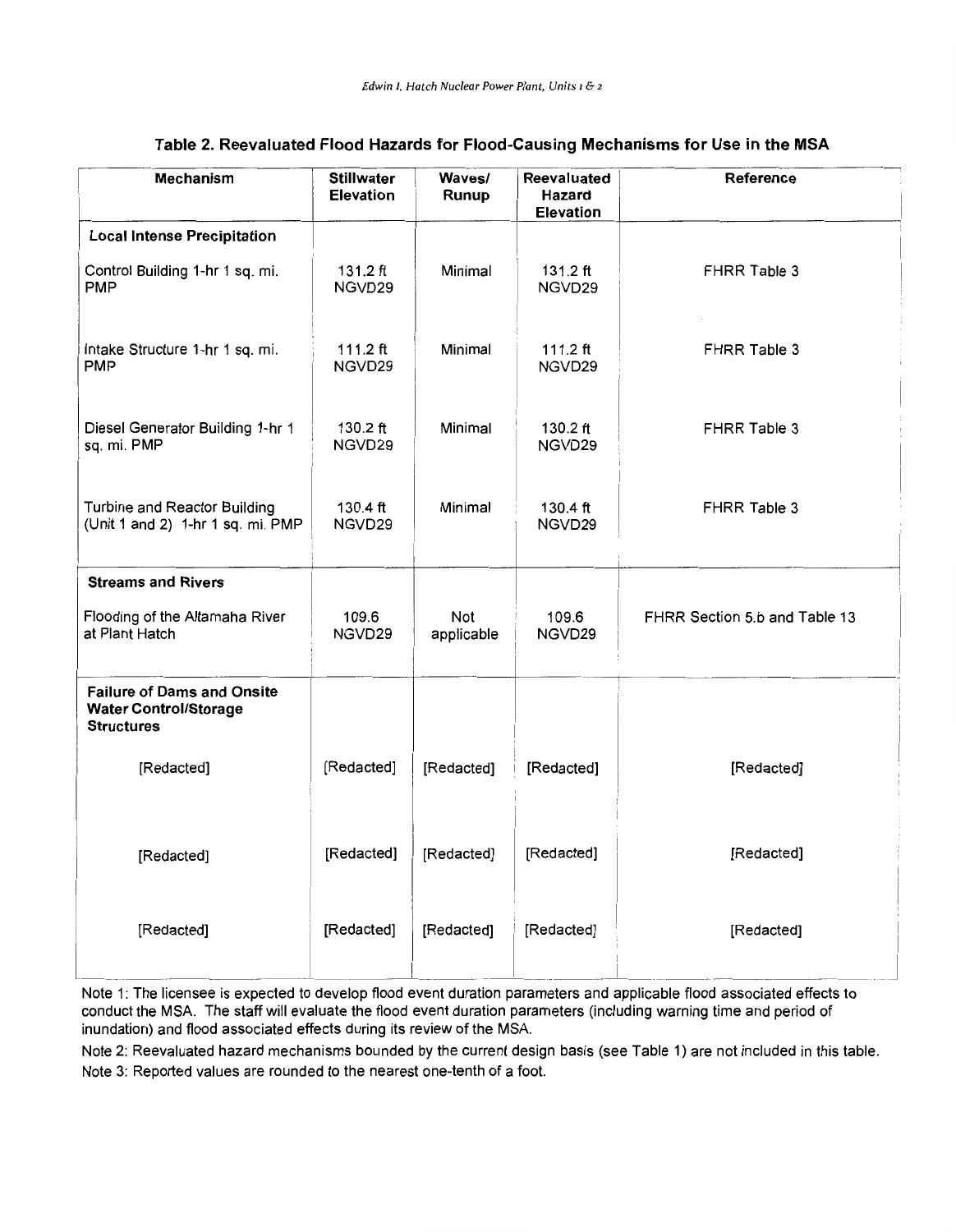**Table 2. Reevaluated Flood Hazards for Flood-Causing Mechanisms for Use in the MSA**

| Mechanism | Stillwater Elevation | Waves/ Runup | Reevaluated Hazard Elevation | Reference |
|---|---|---|---|---|
| **Local Intense Precipitation** | | | | |
| Control Building 1-hr 1 sq. mi. PMP | 131.2 ft NGVD29 | Minimal | 131.2 ft NGVD29 | FHRR Table 3 |
| Intake Structure 1-hr 1 sq. mi. PMP | 111.2 ft NGVD29 | Minimal | 111.2 ft NGVD29 | FHRR Table 3 |
| Diesel Generator Building 1-hr 1 sq. mi. PMP | 130.2 ft NGVD29 | Minimal | 130.2 ft NGVD29 | FHRR Table 3 |
| Turbine and Reactor Building (Unit 1 and 2) 1-hr 1 sq. mi. PMP | 130.4 ft NGVD29 | Minimal | 130.4 ft NGVD29 | FHRR Table 3 |
| **Streams and Rivers** | | | | |
| Flooding of the Altamaha River at Plant Hatch | 109.6 NGVD29 | Not applicable | 109.6 NGVD29 | FHRR Section 5.b and Table 13 |
| **Failure of Dams and Onsite Water Control/Storage Structures** | | | | |
| [Redacted] | [Redacted] | [Redacted] | [Redacted] | [Redacted] |
| [Redacted] | [Redacted] | [Redacted] | [Redacted] | [Redacted] |
| [Redacted] | [Redacted] | [Redacted] | [Redacted] | [Redacted] |

Note 1: The licensee is expected to develop flood event duration parameters and applicable flood associated effects to conduct the MSA. The staff will evaluate the flood event duration parameters (including warning time and period of inundation) and flood associated effects during its review of the MSA.

Note 2: Reevaluated hazard mechanisms bounded by the current design basis (see Table 1) are not included in this table.

Note 3: Reported values are rounded to the nearest one-tenth of a foot.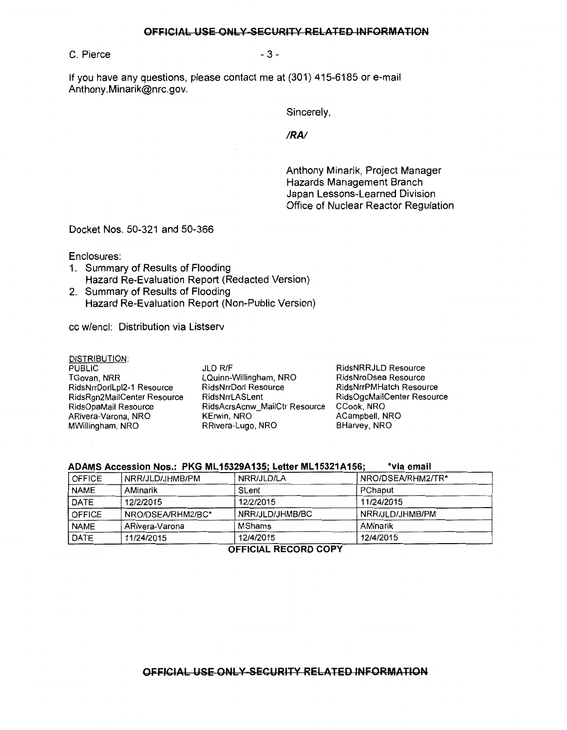~~OFFICIAL USE ONLY-SECURITY RELATED INFORMATION~~

C. Pierce

If you have any questions, please contact me at (301) 415-6185 or e-mail Anthony.Minarik@nrc.gov.

Sincerely,

***/RA/***

Anthony Minarik, Project Manager
Hazards Management Branch
Japan Lessons-Learned Division
Office of Nuclear Reactor Regulation

Docket Nos. 50-321 and 50-366

Enclosures:
1. Summary of Results of Flooding Hazard Re-Evaluation Report (Redacted Version)
2. Summary of Results of Flooding Hazard Re-Evaluation Report (Non-Public Version)

cc w/encl: Distribution via Listserv

DISTRIBUTION:

| | | |
|---|---|---|
| PUBLIC | JLD R/F | RidsNRRJLD Resource |
| TGovan, NRR | LQuinn-Willingham, NRO | RidsNroDsea Resource |
| RidsNrrDorlLpl2-1 Resource | RidsNrrDorl Resource | RidsNrrPMHatch Resource |
| RidsRgn2MailCenter Resource | RidsNrrLASLent | RidsOgcMailCenter Resource |
| RidsOpaMail Resource | RidsAcrsAcnw_MailCtr Resource | CCook, NRO |
| ARivera-Varona, NRO | KErwin, NRO | ACampbell, NRO |
| MWillingham, NRO | RRivera-Lugo, NRO | BHarvey, NRO |

**ADAMS Accession Nos.: PKG ML15329A135; Letter ML15321A156; \*via email**

| OFFICE | NRR/JLD/JHMB/PM | NRR/JLD/LA | NRO/DSEA/RHM2/TR* |
|---|---|---|---|
| NAME | AMinarik | SLent | PChaput |
| DATE | 12/2/2015 | 12/2/2015 | 11/24/2015 |
| OFFICE | NRO/DSEA/RHM2/BC* | NRR/JLD/JHMB/BC | NRR/JLD/JHMB/PM |
| NAME | ARivera-Varona | MShams | AMinarik |
| DATE | 11/24/2015 | 12/4/2015 | 12/4/2015 |

**OFFICIAL RECORD COPY**

~~OFFICIAL USE ONLY-SECURITY RELATED INFORMATION~~